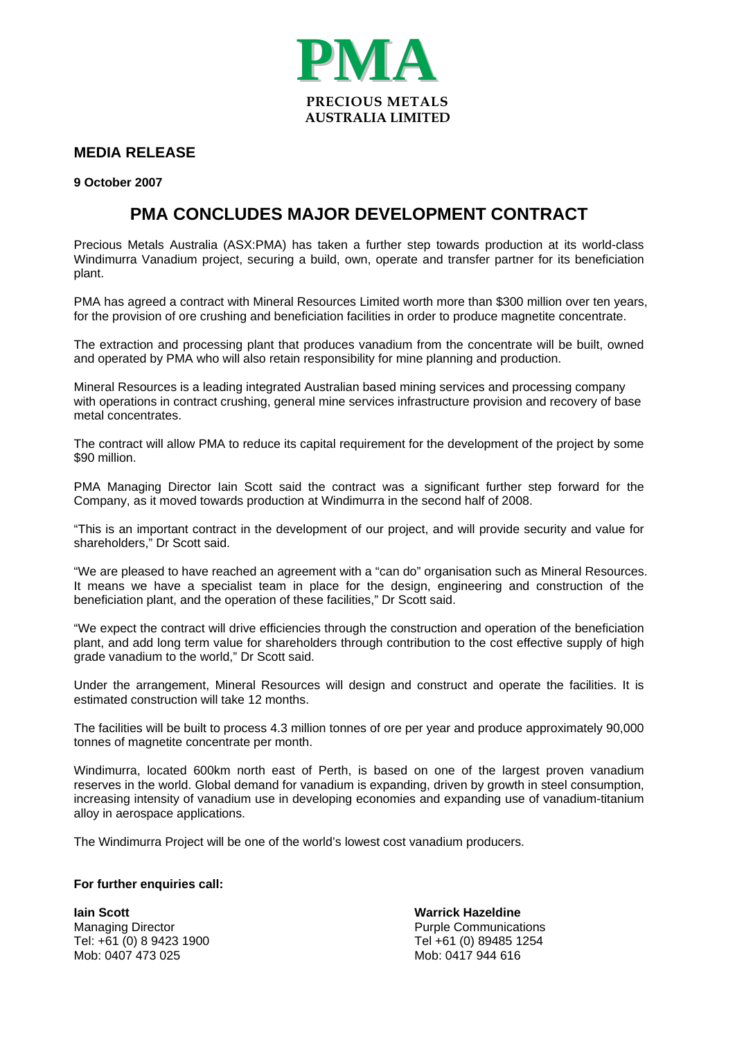**PMA**

**PRECIOUS METALS AUSTRALIA LIMITED**

## MEDIA RELEASE

**9 October 2007**

# PMA CONCLUDES MAJOR DEVELOPMENT CONTRACT

Precious Metals Australia (ASX:PMA) has taken a further step towards production at its world-class Windimurra Vanadium project, securing a build, own, operate and transfer partner for its beneficiation plant.

PMA has agreed a contract with Mineral Resources Limited worth more than $300 million over ten years, for the provision of ore crushing and beneficiation facilities in order to produce magnetite concentrate.

The extraction and processing plant that produces vanadium from the concentrate will be built, owned and operated by PMA who will also retain responsibility for mine planning and production.

Mineral Resources is a leading integrated Australian based mining services and processing company with operations in contract crushing, general mine services infrastructure provision and recovery of base metal concentrates.

The contract will allow PMA to reduce its capital requirement for the development of the project by some $90 million.

PMA Managing Director Iain Scott said the contract was a significant further step forward for the Company, as it moved towards production at Windimurra in the second half of 2008.

"This is an important contract in the development of our project, and will provide security and value for shareholders," Dr Scott said.

"We are pleased to have reached an agreement with a "can do" organisation such as Mineral Resources. It means we have a specialist team in place for the design, engineering and construction of the beneficiation plant, and the operation of these facilities," Dr Scott said.

"We expect the contract will drive efficiencies through the construction and operation of the beneficiation plant, and add long term value for shareholders through contribution to the cost effective supply of high grade vanadium to the world," Dr Scott said.

Under the arrangement, Mineral Resources will design and construct and operate the facilities. It is estimated construction will take 12 months.

The facilities will be built to process 4.3 million tonnes of ore per year and produce approximately 90,000 tonnes of magnetite concentrate per month.

Windimurra, located 600km north east of Perth, is based on one of the largest proven vanadium reserves in the world. Global demand for vanadium is expanding, driven by growth in steel consumption, increasing intensity of vanadium use in developing economies and expanding use of vanadium-titanium alloy in aerospace applications.

The Windimurra Project will be one of the world's lowest cost vanadium producers.

**For further enquiries call:**

**Iain Scott**
Managing Director
Tel: +61 (0) 8 9423 1900
Mob: 0407 473 025

**Warrick Hazeldine**
Purple Communications
Tel +61 (0) 89485 1254
Mob: 0417 944 616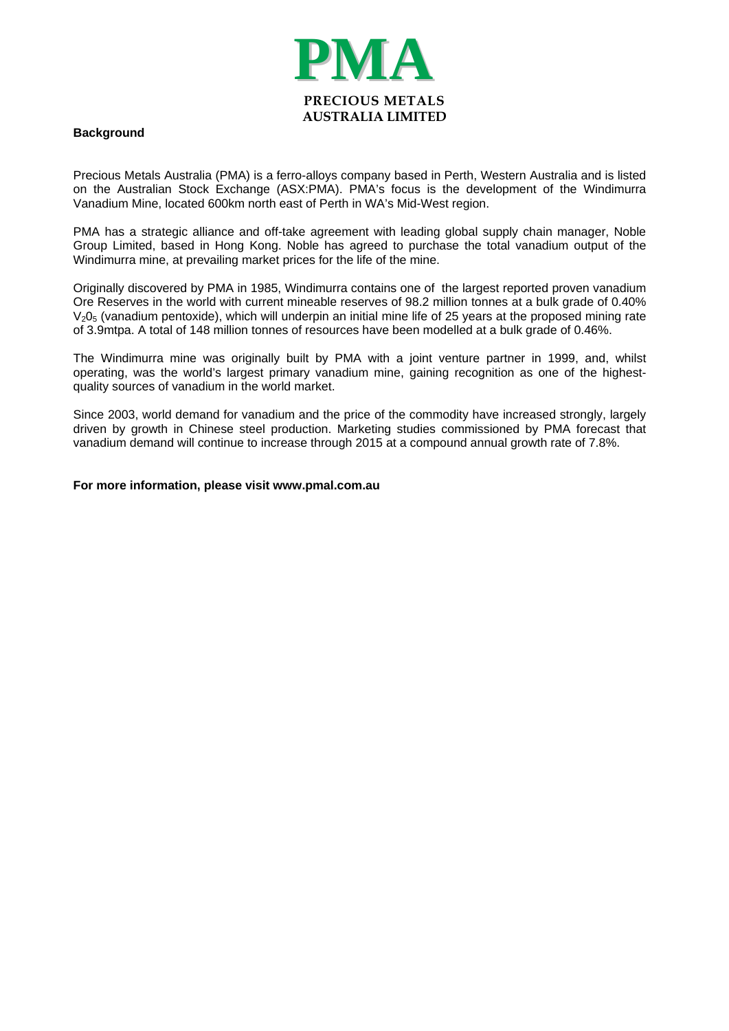# PMA

**PRECIOUS METALS AUSTRALIA LIMITED**

**Background**

Precious Metals Australia (PMA) is a ferro-alloys company based in Perth, Western Australia and is listed on the Australian Stock Exchange (ASX:PMA). PMA's focus is the development of the Windimurra Vanadium Mine, located 600km north east of Perth in WA's Mid-West region.

PMA has a strategic alliance and off-take agreement with leading global supply chain manager, Noble Group Limited, based in Hong Kong. Noble has agreed to purchase the total vanadium output of the Windimurra mine, at prevailing market prices for the life of the mine.

Originally discovered by PMA in 1985, Windimurra contains one of the largest reported proven vanadium Ore Reserves in the world with current mineable reserves of 98.2 million tonnes at a bulk grade of 0.40% $V_2O_5$ (vanadium pentoxide), which will underpin an initial mine life of 25 years at the proposed mining rate of 3.9mtpa. A total of 148 million tonnes of resources have been modelled at a bulk grade of 0.46%.

The Windimurra mine was originally built by PMA with a joint venture partner in 1999, and, whilst operating, was the world's largest primary vanadium mine, gaining recognition as one of the highest-quality sources of vanadium in the world market.

Since 2003, world demand for vanadium and the price of the commodity have increased strongly, largely driven by growth in Chinese steel production. Marketing studies commissioned by PMA forecast that vanadium demand will continue to increase through 2015 at a compound annual growth rate of 7.8%.

**For more information, please visit www.pmal.com.au**